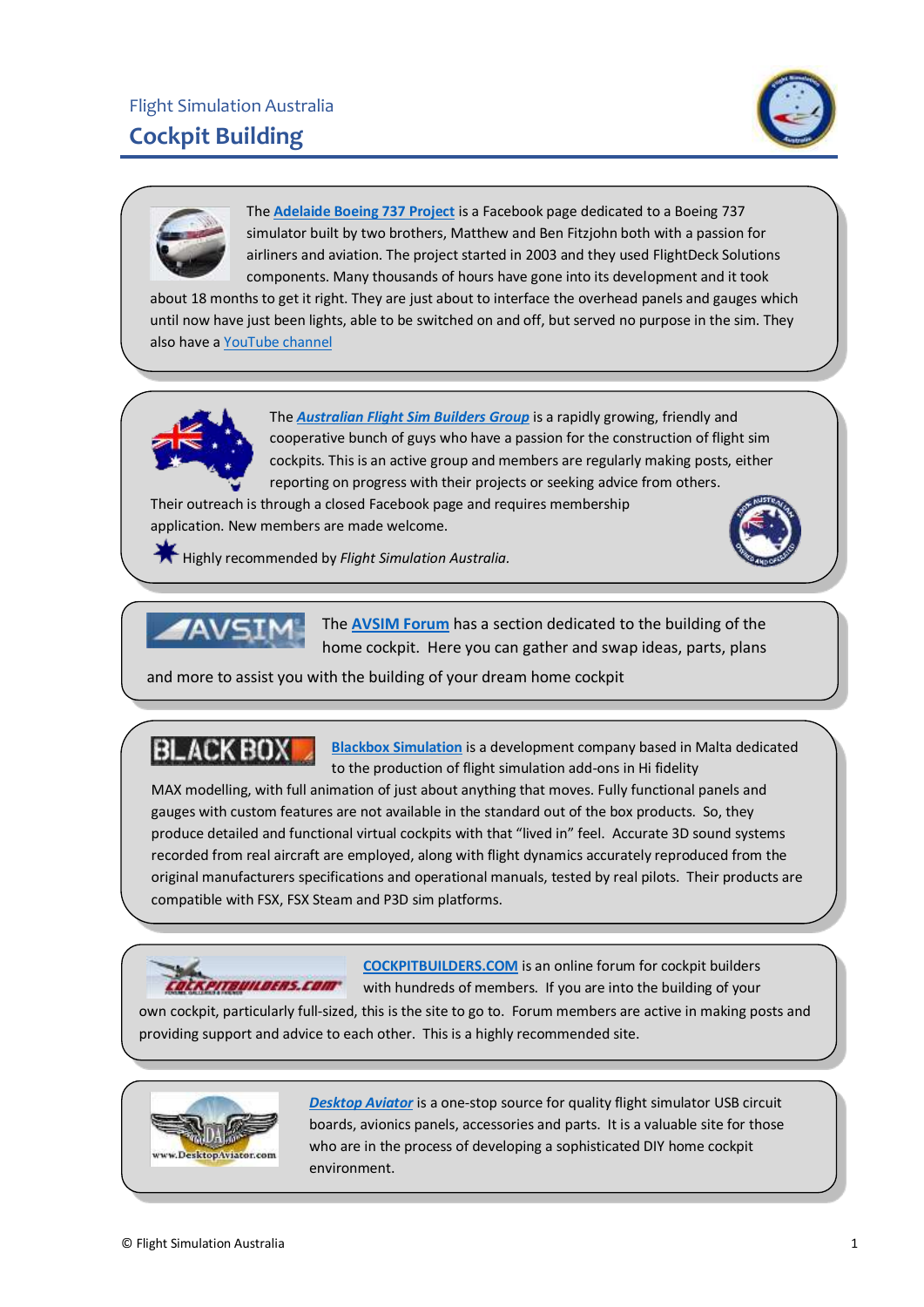Flight Simulation Australia

# Cockpit Building

The **Adelaide Boeing 737 Project** is a Facebook page dedicated to a Boeing 737 simulator built by two brothers, Matthew and Ben Fitzjohn both with a passion for airliners and aviation. The project started in 2003 and they used FlightDeck Solutions components. Many thousands of hours have gone into its development and it took about 18 months to get it right. They are just about to interface the overhead panels and gauges which until now have just been lights, able to be switched on and off, but served no purpose in the sim. They also have a YouTube channel

The ***Australian Flight Sim Builders Group*** is a rapidly growing, friendly and cooperative bunch of guys who have a passion for the construction of flight sim cockpits. This is an active group and members are regularly making posts, either reporting on progress with their projects or seeking advice from others. Their outreach is through a closed Facebook page and requires membership application. New members are made welcome.

Highly recommended by *Flight Simulation Australia.*

The **AVSIM Forum** has a section dedicated to the building of the home cockpit. Here you can gather and swap ideas, parts, plans and more to assist you with the building of your dream home cockpit

**Blackbox Simulation** is a development company based in Malta dedicated to the production of flight simulation add-ons in Hi fidelity MAX modelling, with full animation of just about anything that moves. Fully functional panels and gauges with custom features are not available in the standard out of the box products. So, they produce detailed and functional virtual cockpits with that "lived in" feel. Accurate 3D sound systems recorded from real aircraft are employed, along with flight dynamics accurately reproduced from the original manufacturers specifications and operational manuals, tested by real pilots. Their products are compatible with FSX, FSX Steam and P3D sim platforms.

**COCKPITBUILDERS.COM** is an online forum for cockpit builders with hundreds of members. If you are into the building of your own cockpit, particularly full-sized, this is the site to go to. Forum members are active in making posts and providing support and advice to each other. This is a highly recommended site.

***Desktop Aviator*** is a one-stop source for quality flight simulator USB circuit boards, avionics panels, accessories and parts. It is a valuable site for those who are in the process of developing a sophisticated DIY home cockpit environment.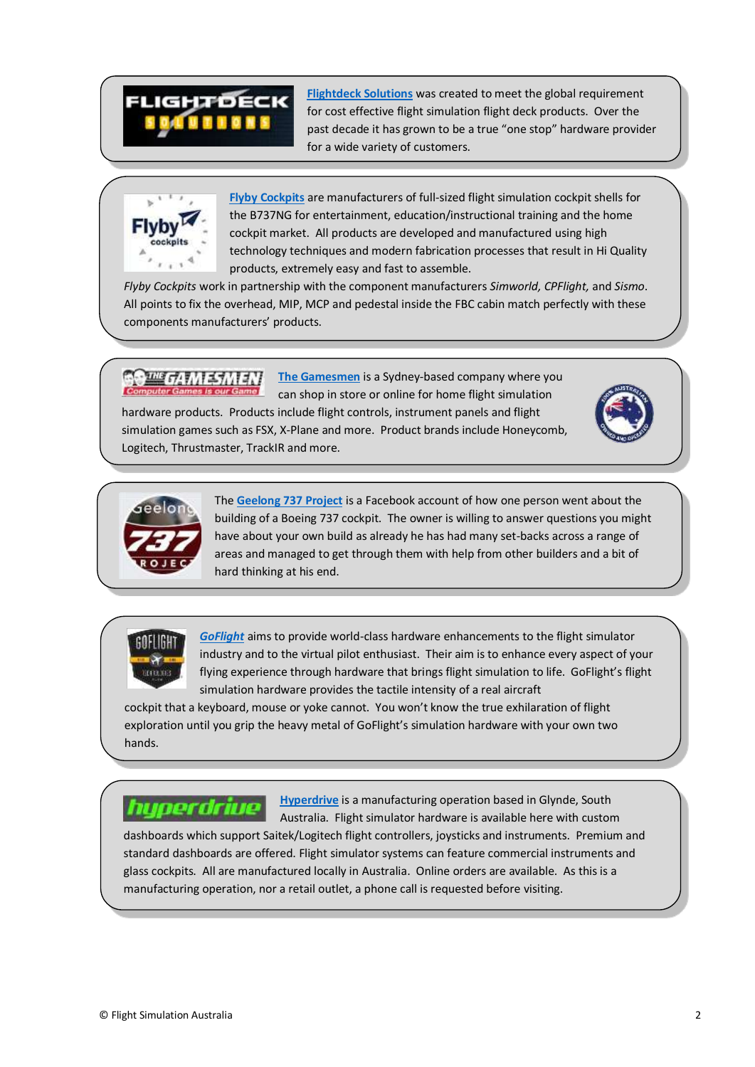**Flightdeck Solutions** was created to meet the global requirement for cost effective flight simulation flight deck products. Over the past decade it has grown to be a true "one stop" hardware provider for a wide variety of customers.

**Flyby Cockpits** are manufacturers of full-sized flight simulation cockpit shells for the B737NG for entertainment, education/instructional training and the home cockpit market. All products are developed and manufactured using high technology techniques and modern fabrication processes that result in Hi Quality products, extremely easy and fast to assemble.
*Flyby Cockpits* work in partnership with the component manufacturers *Simworld, CPFlight,* and *Sismo*. All points to fix the overhead, MIP, MCP and pedestal inside the FBC cabin match perfectly with these components manufacturers' products.

**The Gamesmen** is a Sydney-based company where you can shop in store or online for home flight simulation hardware products. Products include flight controls, instrument panels and flight simulation games such as FSX, X-Plane and more. Product brands include Honeycomb, Logitech, Thrustmaster, TrackIR and more.

The **Geelong 737 Project** is a Facebook account of how one person went about the building of a Boeing 737 cockpit. The owner is willing to answer questions you might have about your own build as already he has had many set-backs across a range of areas and managed to get through them with help from other builders and a bit of hard thinking at his end.

***GoFlight*** aims to provide world-class hardware enhancements to the flight simulator industry and to the virtual pilot enthusiast. Their aim is to enhance every aspect of your flying experience through hardware that brings flight simulation to life. GoFlight's flight simulation hardware provides the tactile intensity of a real aircraft cockpit that a keyboard, mouse or yoke cannot. You won't know the true exhilaration of flight exploration until you grip the heavy metal of GoFlight's simulation hardware with your own two hands.

**Hyperdrive** is a manufacturing operation based in Glynde, South Australia. Flight simulator hardware is available here with custom dashboards which support Saitek/Logitech flight controllers, joysticks and instruments. Premium and standard dashboards are offered. Flight simulator systems can feature commercial instruments and glass cockpits. All are manufactured locally in Australia. Online orders are available. As this is a manufacturing operation, nor a retail outlet, a phone call is requested before visiting.

© Flight Simulation Australia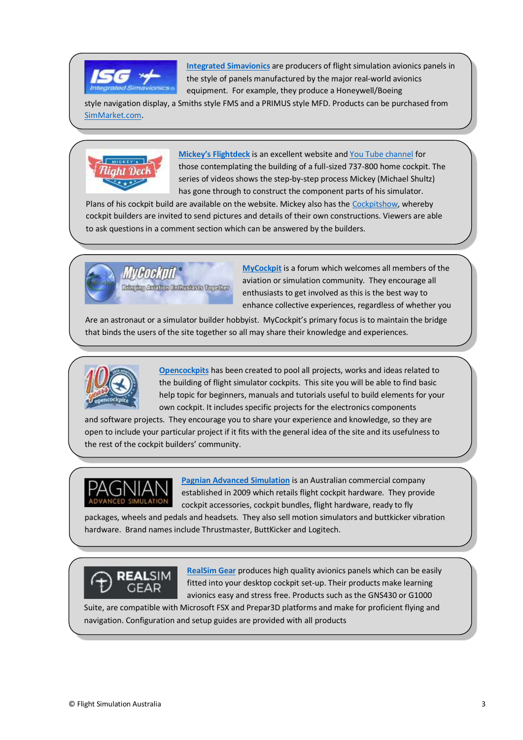**Integrated Simavionics** are producers of flight simulation avionics panels in the style of panels manufactured by the major real-world avionics equipment. For example, they produce a Honeywell/Boeing style navigation display, a Smiths style FMS and a PRIMUS style MFD. Products can be purchased from SimMarket.com.

**Mickey's Flightdeck** is an excellent website and You Tube channel for those contemplating the building of a full-sized 737-800 home cockpit. The series of videos shows the step-by-step process Mickey (Michael Shultz) has gone through to construct the component parts of his simulator. Plans of his cockpit build are available on the website. Mickey also has the Cockpitshow, whereby cockpit builders are invited to send pictures and details of their own constructions. Viewers are able to ask questions in a comment section which can be answered by the builders.

**MyCockpit** is a forum which welcomes all members of the aviation or simulation community. They encourage all enthusiasts to get involved as this is the best way to enhance collective experiences, regardless of whether you Are an astronaut or a simulator builder hobbyist. MyCockpit's primary focus is to maintain the bridge that binds the users of the site together so all may share their knowledge and experiences.

**Opencockpits** has been created to pool all projects, works and ideas related to the building of flight simulator cockpits. This site you will be able to find basic help topic for beginners, manuals and tutorials useful to build elements for your own cockpit. It includes specific projects for the electronics components and software projects. They encourage you to share your experience and knowledge, so they are open to include your particular project if it fits with the general idea of the site and its usefulness to the rest of the cockpit builders' community.

**Pagnian Advanced Simulation** is an Australian commercial company established in 2009 which retails flight cockpit hardware. They provide cockpit accessories, cockpit bundles, flight hardware, ready to fly packages, wheels and pedals and headsets. They also sell motion simulators and buttkicker vibration hardware. Brand names include Thrustmaster, ButtKicker and Logitech.

**RealSim Gear** produces high quality avionics panels which can be easily fitted into your desktop cockpit set-up. Their products make learning avionics easy and stress free. Products such as the GNS430 or G1000 Suite, are compatible with Microsoft FSX and Prepar3D platforms and make for proficient flying and navigation. Configuration and setup guides are provided with all products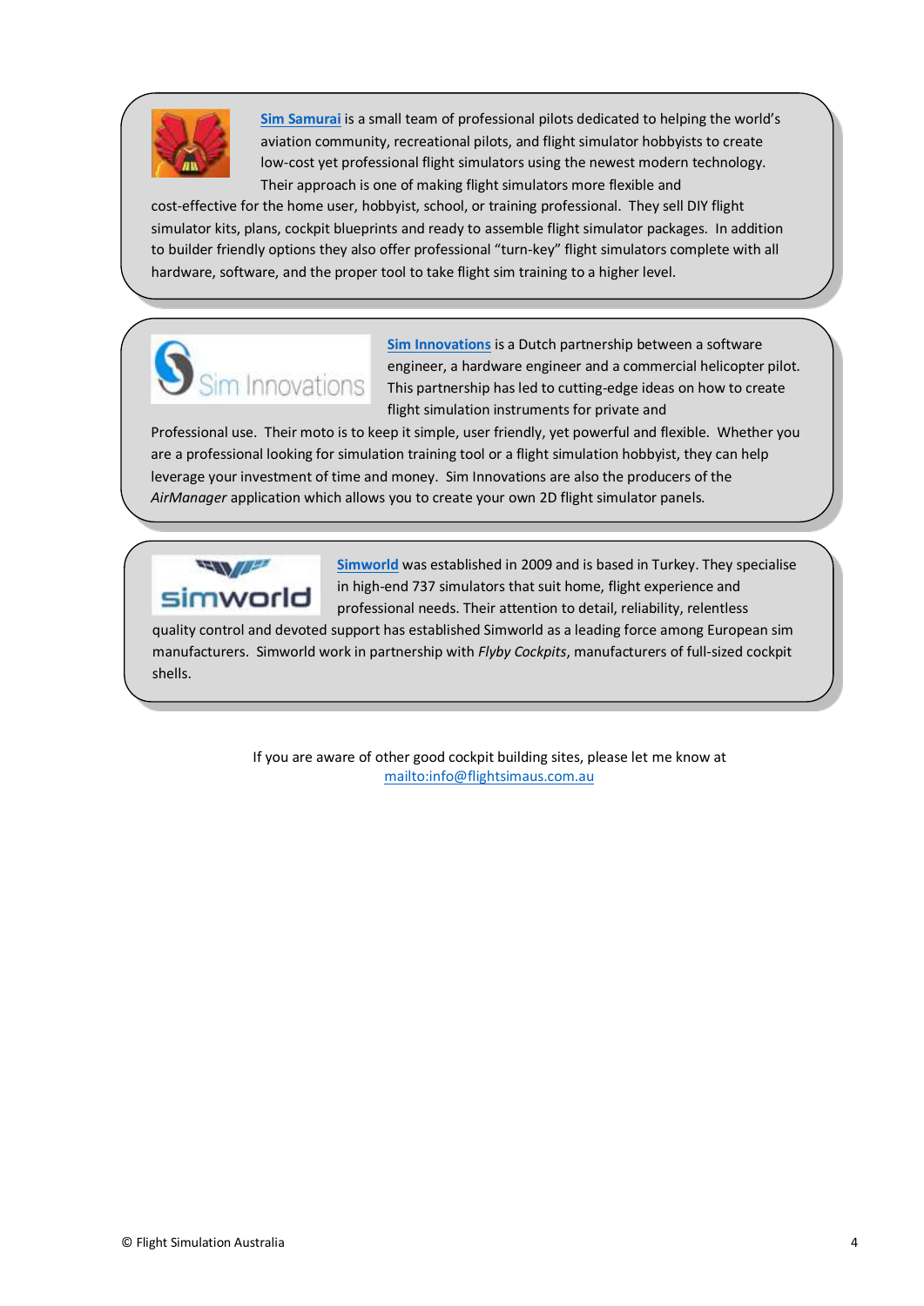**Sim Samurai** is a small team of professional pilots dedicated to helping the world's aviation community, recreational pilots, and flight simulator hobbyists to create low-cost yet professional flight simulators using the newest modern technology. Their approach is one of making flight simulators more flexible and cost-effective for the home user, hobbyist, school, or training professional. They sell DIY flight simulator kits, plans, cockpit blueprints and ready to assemble flight simulator packages. In addition to builder friendly options they also offer professional "turn-key" flight simulators complete with all hardware, software, and the proper tool to take flight sim training to a higher level.

**Sim Innovations** is a Dutch partnership between a software engineer, a hardware engineer and a commercial helicopter pilot. This partnership has led to cutting-edge ideas on how to create flight simulation instruments for private and Professional use. Their moto is to keep it simple, user friendly, yet powerful and flexible. Whether you are a professional looking for simulation training tool or a flight simulation hobbyist, they can help leverage your investment of time and money. Sim Innovations are also the producers of the *AirManager* application which allows you to create your own 2D flight simulator panels.

**Simworld** was established in 2009 and is based in Turkey. They specialise in high-end 737 simulators that suit home, flight experience and professional needs. Their attention to detail, reliability, relentless quality control and devoted support has established Simworld as a leading force among European sim manufacturers. Simworld work in partnership with *Flyby Cockpits*, manufacturers of full-sized cockpit shells.

If you are aware of other good cockpit building sites, please let me know at mailto:info@flightsimaus.com.au

© Flight Simulation Australia